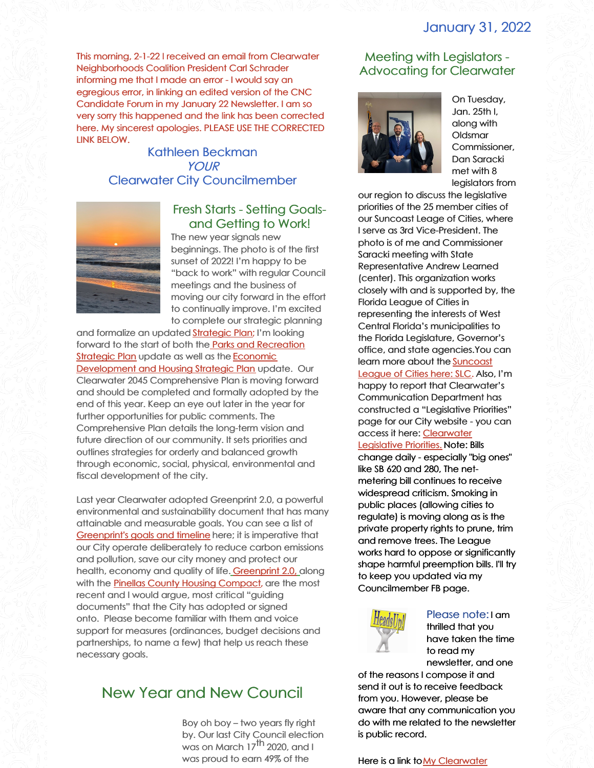January 31, 2022

This morning, 2-1-22 I received an email from Clearwater Neighborhoods Coalition President Carl Schrader informing me that I made an error - I would say an egregious error, in linking an edited version of the CNC Candidate Forum in my January 22 Newsletter. I am so very sorry this happened and the link has been corrected here. My sincerest apologies. PLEASE USE THE CORRECTED LINK BELOW.

# Kathleen Beckman
# *YOUR*
# Clearwater City Councilmember

## Fresh Starts - Setting Goals- and Getting to Work!

The new year signals new beginnings. The photo is of the first sunset of 2022! I'm happy to be "back to work" with regular Council meetings and the business of moving our city forward in the effort to continually improve. I'm excited to complete our strategic planning and formalize an updated Strategic Plan; I'm looking forward to the start of both the Parks and Recreation Strategic Plan update as well as the Economic Development and Housing Strategic Plan update. Our Clearwater 2045 Comprehensive Plan is moving forward and should be completed and formally adopted by the end of this year. Keep an eye out later in the year for further opportunities for public comments. The Comprehensive Plan details the long-term vision and future direction of our community. It sets priorities and outlines strategies for orderly and balanced growth through economic, social, physical, environmental and fiscal development of the city.

Last year Clearwater adopted Greenprint 2.0, a powerful environmental and sustainability document that has many attainable and measurable goals. You can see a list of Greenprint's goals and timeline here; it is imperative that our City operate deliberately to reduce carbon emissions and pollution, save our city money and protect our health, economy and quality of life. Greenprint 2.0, along with the Pinellas County Housing Compact, are the most recent and I would argue, most critical "guiding documents" that the City has adopted or signed onto. Please become familiar with them and voice support for measures (ordinances, budget decisions and partnerships, to name a few) that help us reach these necessary goals.

## New Year and New Council

Boy oh boy – two years fly right by. Our last City Council election was on March 17th 2020, and I was proud to earn 49% of the

## Meeting with Legislators - Advocating for Clearwater

On Tuesday, Jan. 25th I, along with Oldsmar Commissioner, Dan Saracki met with 8 legislators from our region to discuss the legislative priorities of the 25 member cities of our Suncoast Leage of Cities, where I serve as 3rd Vice-President. The photo is of me and Commissioner Saracki meeting with State Representative Andrew Learned (center). This organization works closely with and is supported by, the Florida League of Cities in representing the interests of West Central Florida's municipalities to the Florida Legislature, Governor's office, and state agencies.You can learn more about the Suncoast League of Cities here: SLC. Also, I'm happy to report that Clearwater's Communication Department has constructed a "Legislative Priorities" page for our City website - you can access it here: Clearwater Legislative Priorities. Note: Bills change daily - especially "big ones" like SB 620 and 280, The net-metering bill continues to receive widespread criticism. Smoking in public places (allowing cities to regulate) is moving along as is the private property rights to prune, trim and remove trees. The League works hard to oppose or significantly shape harmful preemption bills. I'll try to keep you updated via my Councilmember FB page.

Please note: I am thrilled that you have taken the time to read my newsletter, and one of the reasons I compose it and send it out is to receive feedback from you. However, please be aware that any communication you do with me related to the newsletter is public record.

Here is a link to My Clearwater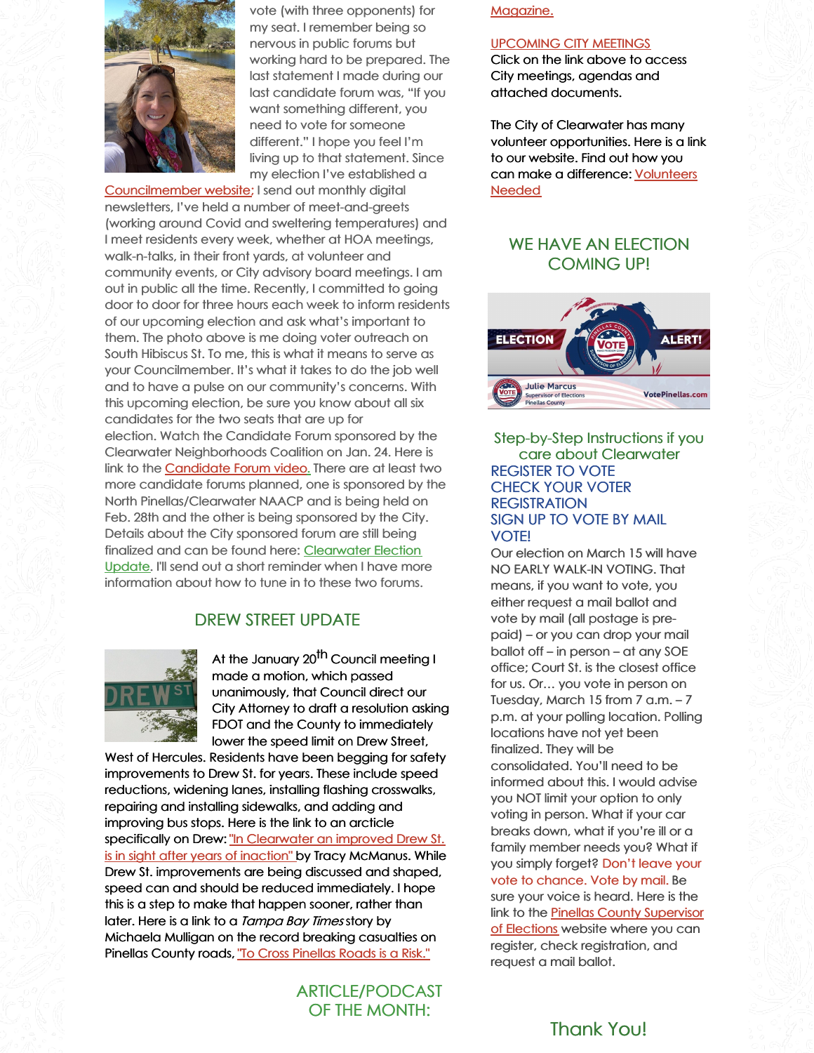vote (with three opponents) for my seat. I remember being so nervous in public forums but working hard to be prepared. The last statement I made during our last candidate forum was, "If you want something different, you need to vote for someone different." I hope you feel I'm living up to that statement. Since my election I've established a Councilmember website; I send out monthly digital newsletters, I've held a number of meet-and-greets (working around Covid and sweltering temperatures) and I meet residents every week, whether at HOA meetings, walk-n-talks, in their front yards, at volunteer and community events, or City advisory board meetings. I am out in public all the time. Recently, I committed to going door to door for three hours each week to inform residents of our upcoming election and ask what's important to them. The photo above is me doing voter outreach on South Hibiscus St. To me, this is what it means to serve as your Councilmember. It's what it takes to do the job well and to have a pulse on our community's concerns. With this upcoming election, be sure you know about all six candidates for the two seats that are up for election. Watch the Candidate Forum sponsored by the Clearwater Neighborhoods Coalition on Jan. 24. Here is link to the Candidate Forum video. There are at least two more candidate forums planned, one is sponsored by the North Pinellas/Clearwater NAACP and is being held on Feb. 28th and the other is being sponsored by the City. Details about the City sponsored forum are still being finalized and can be found here: Clearwater Election Update. I'll send out a short reminder when I have more information about how to tune in to these two forums.

## DREW STREET UPDATE

At the January 20th Council meeting I made a motion, which passed unanimously, that Council direct our City Attorney to draft a resolution asking FDOT and the County to immediately lower the speed limit on Drew Street, West of Hercules. Residents have been begging for safety improvements to Drew St. for years. These include speed reductions, widening lanes, installing flashing crosswalks, repairing and installing sidewalks, and adding and improving bus stops. Here is the link to an arcticle specifically on Drew: "In Clearwater an improved Drew St. is in sight after years of inaction" by Tracy McManus. While Drew St. improvements are being discussed and shaped, speed can and should be reduced immediately. I hope this is a step to make that happen sooner, rather than later. Here is a link to a *Tampa Bay Times* story by Michaela Mulligan on the record breaking casualties on Pinellas County roads, "To Cross Pinellas Roads is a Risk."

## ARTICLE/PODCAST OF THE MONTH:

Magazine.

UPCOMING CITY MEETINGS
Click on the link above to access City meetings, agendas and attached documents.

The City of Clearwater has many volunteer opportunities. Here is a link to our website. Find out how you can make a difference: Volunteers Needed

## WE HAVE AN ELECTION COMING UP!

ELECTION ALERT! VOTE — Julie Marcus, Supervisor of Elections, Pinellas County — VotePinellas.com

### Step-by-Step Instructions if you care about Clearwater

REGISTER TO VOTE
CHECK YOUR VOTER REGISTRATION
SIGN UP TO VOTE BY MAIL
VOTE!

Our election on March 15 will have NO EARLY WALK-IN VOTING. That means, if you want to vote, you either request a mail ballot and vote by mail (all postage is pre-paid) – or you can drop your mail ballot off – in person – at any SOE office; Court St. is the closest office for us. Or... you vote in person on Tuesday, March 15 from 7 a.m. – 7 p.m. at your polling location. Polling locations have not yet been finalized. They will be consolidated. You'll need to be informed about this. I would advise you NOT limit your option to only voting in person. What if your car breaks down, what if you're ill or a family member needs you? What if you simply forget? Don't leave your vote to chance. Vote by mail. Be sure your voice is heard. Here is the link to the Pinellas County Supervisor of Elections website where you can register, check registration, and request a mail ballot.

## Thank You!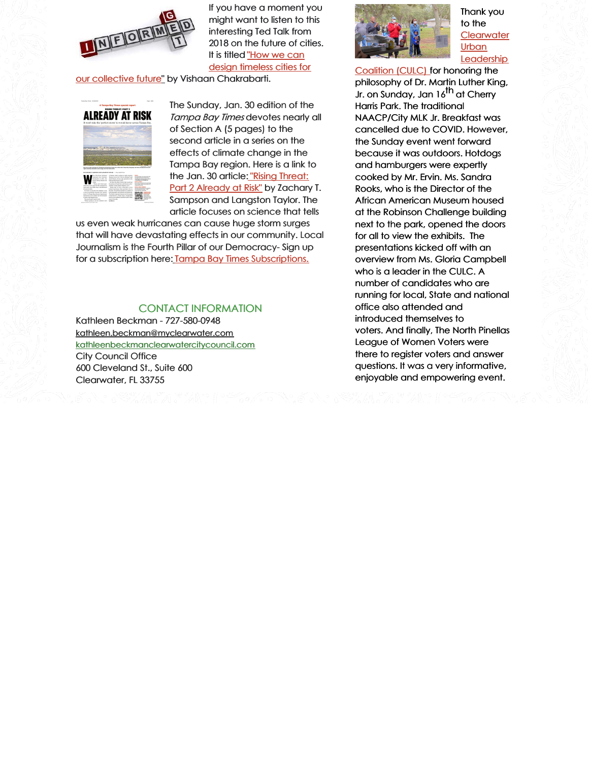If you have a moment you might want to listen to this interesting Ted Talk from 2018 on the future of cities. It is titled "How we can design timeless cities for our collective future" by Vishaan Chakrabarti.

The Sunday, Jan. 30 edition of the *Tampa Bay Times* devotes nearly all of Section A (5 pages) to the second article in a series on the effects of climate change in the Tampa Bay region. Here is a link to the Jan. 30 article: "Rising Threat: Part 2 Already at Risk" by Zachary T. Sampson and Langston Taylor. The article focuses on science that tells us even weak hurricanes can cause huge storm surges that will have devastating effects in our community. Local Journalism is the Fourth Pillar of our Democracy- Sign up for a subscription here: Tampa Bay Times Subscriptions.

## CONTACT INFORMATION

Kathleen Beckman - 727-580-0948
kathleen.beckman@myclearwater.com
kathleenbeckmanclearwatercitycouncil.com
City Council Office
600 Cleveland St., Suite 600
Clearwater, FL 33755

Thank you to the Clearwater Urban Leadership Coalition (CULC) for honoring the philosophy of Dr. Martin Luther King, Jr. on Sunday, Jan 16th at Cherry Harris Park. The traditional NAACP/City MLK Jr. Breakfast was cancelled due to COVID. However, the Sunday event went forward because it was outdoors. Hotdogs and hamburgers were expertly cooked by Mr. Ervin. Ms. Sandra Rooks, who is the Director of the African American Museum housed at the Robinson Challenge building next to the park, opened the doors for all to view the exhibits. The presentations kicked off with an overview from Ms. Gloria Campbell who is a leader in the CULC. A number of candidates who are running for local, State and national office also attended and introduced themselves to voters. And finally, The North Pinellas League of Women Voters were there to register voters and answer questions. It was a very informative, enjoyable and empowering event.